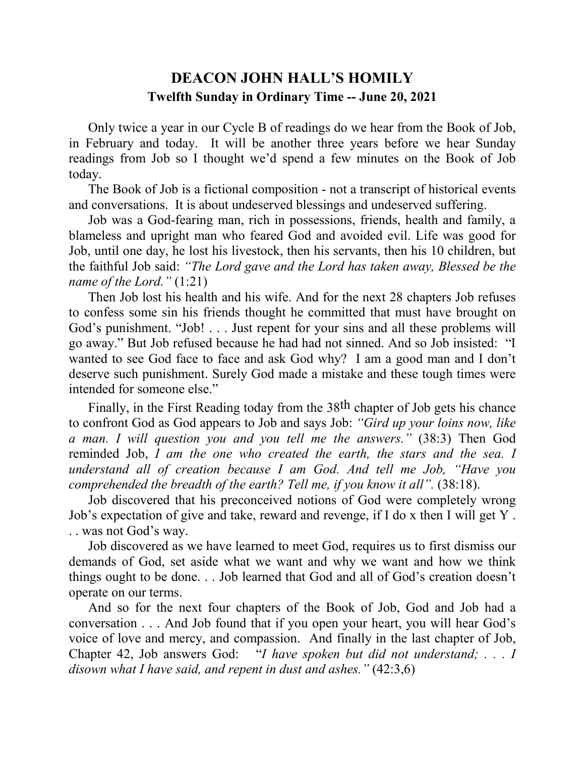# DEACON JOHN HALL'S HOMILY

## Twelfth Sunday in Ordinary Time -- June 20, 2021

Only twice a year in our Cycle B of readings do we hear from the Book of Job, in February and today. It will be another three years before we hear Sunday readings from Job so I thought we'd spend a few minutes on the Book of Job today.

The Book of Job is a fictional composition - not a transcript of historical events and conversations. It is about undeserved blessings and undeserved suffering.

Job was a God-fearing man, rich in possessions, friends, health and family, a blameless and upright man who feared God and avoided evil. Life was good for Job, until one day, he lost his livestock, then his servants, then his 10 children, but the faithful Job said: *"The Lord gave and the Lord has taken away, Blessed be the name of the Lord."* (1:21)

Then Job lost his health and his wife. And for the next 28 chapters Job refuses to confess some sin his friends thought he committed that must have brought on God's punishment. "Job! . . . Just repent for your sins and all these problems will go away." But Job refused because he had had not sinned. And so Job insisted: "I wanted to see God face to face and ask God why? I am a good man and I don't deserve such punishment. Surely God made a mistake and these tough times were intended for someone else."

Finally, in the First Reading today from the 38th chapter of Job gets his chance to confront God as God appears to Job and says Job: *"Gird up your loins now, like a man. I will question you and you tell me the answers."* (38:3) Then God reminded Job, *I am the one who created the earth, the stars and the sea. I understand all of creation because I am God. And tell me Job, "Have you comprehended the breadth of the earth? Tell me, if you know it all".* (38:18).

Job discovered that his preconceived notions of God were completely wrong Job's expectation of give and take, reward and revenge, if I do x then I will get Y . . . was not God's way.

Job discovered as we have learned to meet God, requires us to first dismiss our demands of God, set aside what we want and why we want and how we think things ought to be done. . . Job learned that God and all of God's creation doesn't operate on our terms.

And so for the next four chapters of the Book of Job, God and Job had a conversation . . . And Job found that if you open your heart, you will hear God's voice of love and mercy, and compassion. And finally in the last chapter of Job, Chapter 42, Job answers God: "*I have spoken but did not understand; . . . I disown what I have said, and repent in dust and ashes."* (42:3,6)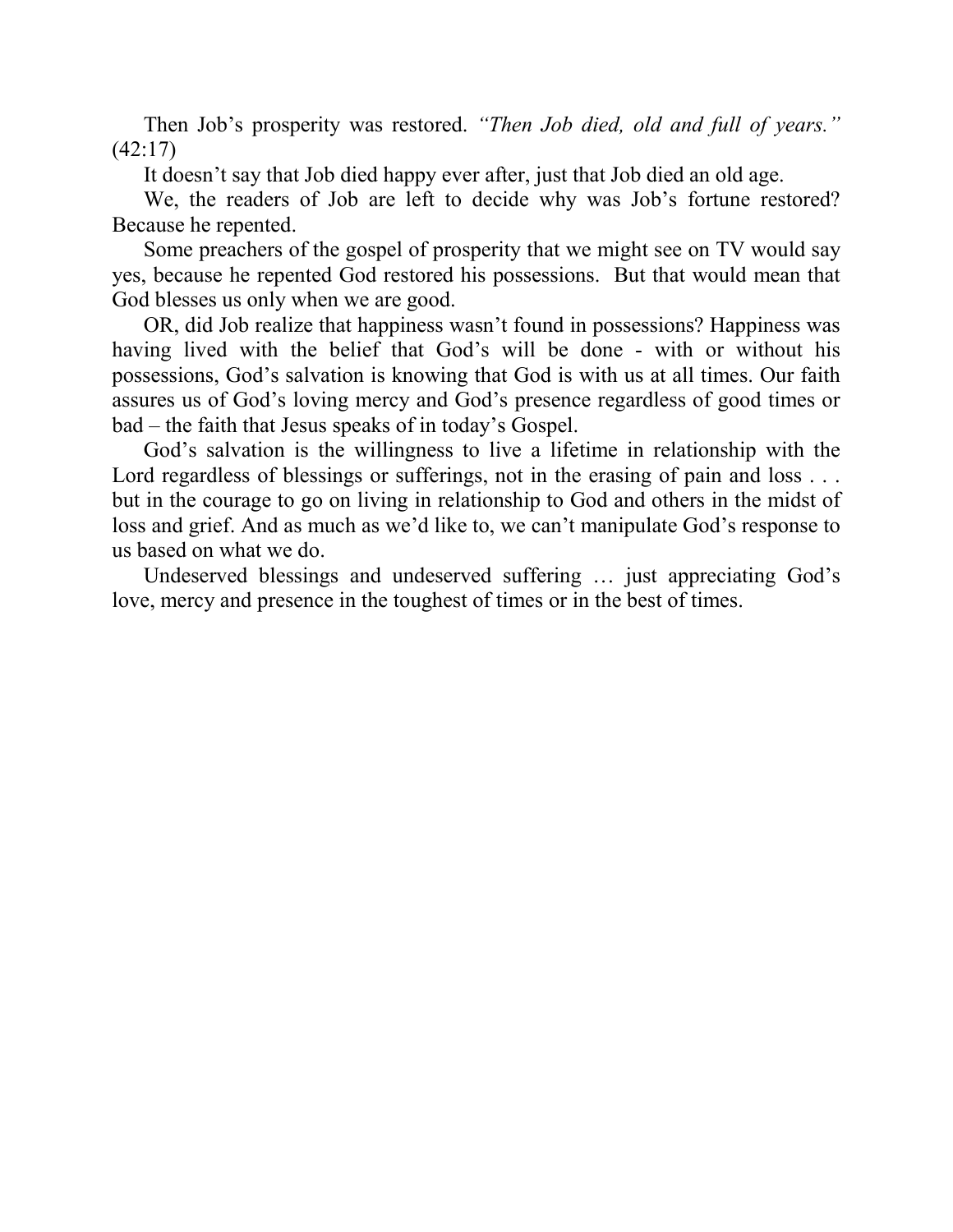Then Job's prosperity was restored. *"Then Job died, old and full of years."* (42:17)

It doesn't say that Job died happy ever after, just that Job died an old age.

We, the readers of Job are left to decide why was Job's fortune restored? Because he repented.

Some preachers of the gospel of prosperity that we might see on TV would say yes, because he repented God restored his possessions. But that would mean that God blesses us only when we are good.

OR, did Job realize that happiness wasn't found in possessions? Happiness was having lived with the belief that God's will be done - with or without his possessions, God's salvation is knowing that God is with us at all times. Our faith assures us of God's loving mercy and God's presence regardless of good times or bad – the faith that Jesus speaks of in today's Gospel.

God's salvation is the willingness to live a lifetime in relationship with the Lord regardless of blessings or sufferings, not in the erasing of pain and loss . . . but in the courage to go on living in relationship to God and others in the midst of loss and grief. And as much as we'd like to, we can't manipulate God's response to us based on what we do.

Undeserved blessings and undeserved suffering … just appreciating God's love, mercy and presence in the toughest of times or in the best of times.